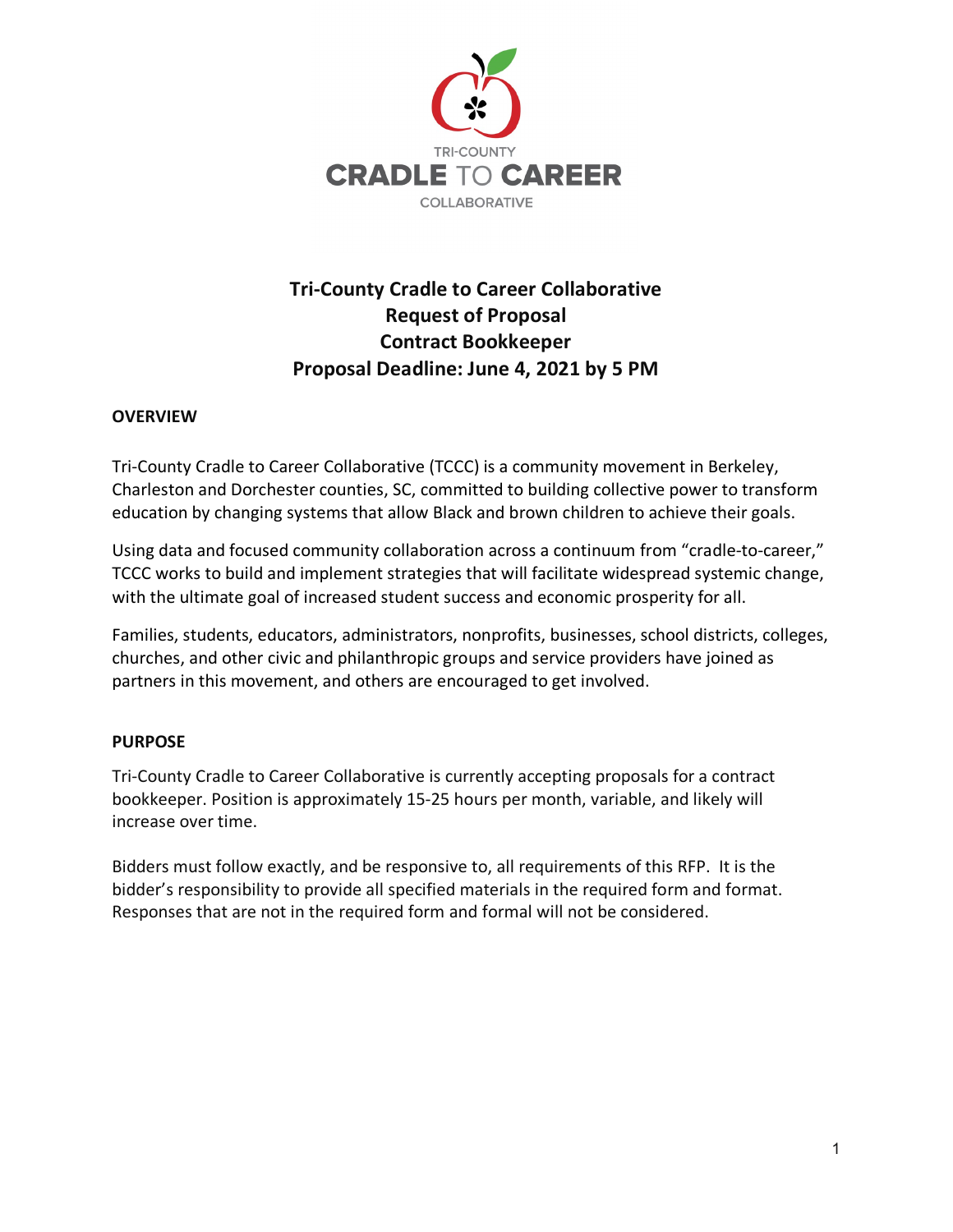TRI-COUNTY
CRADLE TO CAREER
COLLABORATIVE

# Tri-County Cradle to Career Collaborative
# Request of Proposal
# Contract Bookkeeper
# Proposal Deadline: June 4, 2021 by 5 PM

## OVERVIEW

Tri-County Cradle to Career Collaborative (TCCC) is a community movement in Berkeley, Charleston and Dorchester counties, SC, committed to building collective power to transform education by changing systems that allow Black and brown children to achieve their goals.

Using data and focused community collaboration across a continuum from "cradle-to-career," TCCC works to build and implement strategies that will facilitate widespread systemic change, with the ultimate goal of increased student success and economic prosperity for all.

Families, students, educators, administrators, nonprofits, businesses, school districts, colleges, churches, and other civic and philanthropic groups and service providers have joined as partners in this movement, and others are encouraged to get involved.

## PURPOSE

Tri-County Cradle to Career Collaborative is currently accepting proposals for a contract bookkeeper. Position is approximately 15-25 hours per month, variable, and likely will increase over time.

Bidders must follow exactly, and be responsive to, all requirements of this RFP. It is the bidder's responsibility to provide all specified materials in the required form and format. Responses that are not in the required form and formal will not be considered.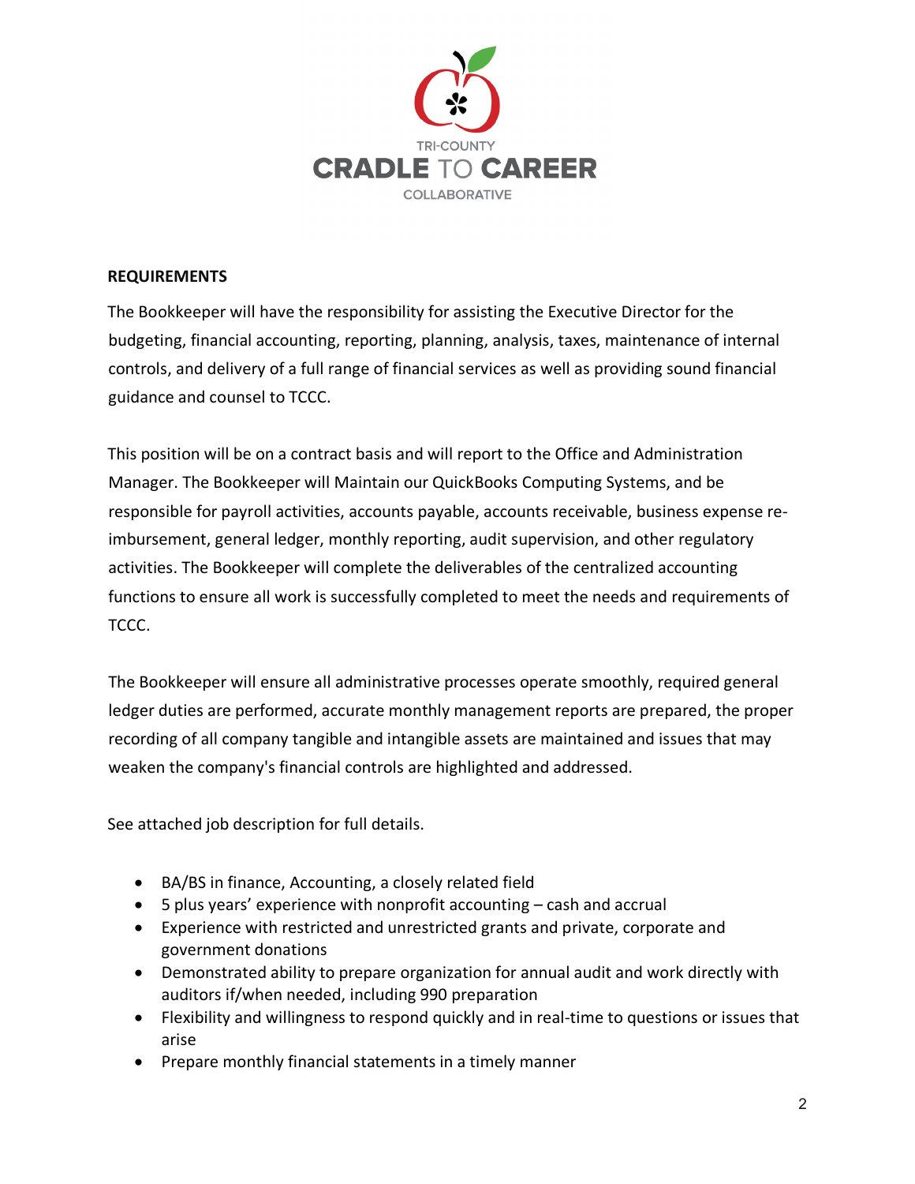TRI-COUNTY
CRADLE TO CAREER
COLLABORATIVE

**REQUIREMENTS**

The Bookkeeper will have the responsibility for assisting the Executive Director for the budgeting, financial accounting, reporting, planning, analysis, taxes, maintenance of internal controls, and delivery of a full range of financial services as well as providing sound financial guidance and counsel to TCCC.

This position will be on a contract basis and will report to the Office and Administration Manager. The Bookkeeper will Maintain our QuickBooks Computing Systems, and be responsible for payroll activities, accounts payable, accounts receivable, business expense re-imbursement, general ledger, monthly reporting, audit supervision, and other regulatory activities. The Bookkeeper will complete the deliverables of the centralized accounting functions to ensure all work is successfully completed to meet the needs and requirements of TCCC.

The Bookkeeper will ensure all administrative processes operate smoothly, required general ledger duties are performed, accurate monthly management reports are prepared, the proper recording of all company tangible and intangible assets are maintained and issues that may weaken the company's financial controls are highlighted and addressed.

See attached job description for full details.

- BA/BS in finance, Accounting, a closely related field
- 5 plus years' experience with nonprofit accounting – cash and accrual
- Experience with restricted and unrestricted grants and private, corporate and government donations
- Demonstrated ability to prepare organization for annual audit and work directly with auditors if/when needed, including 990 preparation
- Flexibility and willingness to respond quickly and in real-time to questions or issues that arise
- Prepare monthly financial statements in a timely manner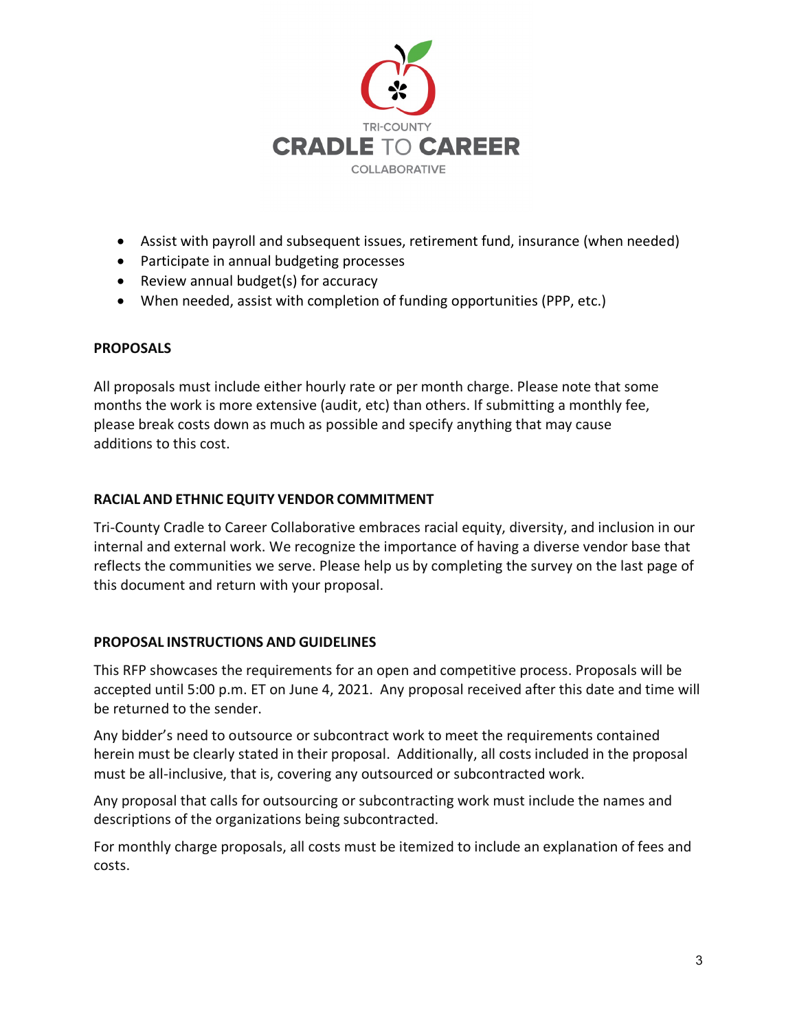- Assist with payroll and subsequent issues, retirement fund, insurance (when needed)
- Participate in annual budgeting processes
- Review annual budget(s) for accuracy
- When needed, assist with completion of funding opportunities (PPP, etc.)

**PROPOSALS**

All proposals must include either hourly rate or per month charge. Please note that some months the work is more extensive (audit, etc) than others. If submitting a monthly fee, please break costs down as much as possible and specify anything that may cause additions to this cost.

**RACIAL AND ETHNIC EQUITY VENDOR COMMITMENT**

Tri-County Cradle to Career Collaborative embraces racial equity, diversity, and inclusion in our internal and external work. We recognize the importance of having a diverse vendor base that reflects the communities we serve. Please help us by completing the survey on the last page of this document and return with your proposal.

**PROPOSAL INSTRUCTIONS AND GUIDELINES**

This RFP showcases the requirements for an open and competitive process. Proposals will be accepted until 5:00 p.m. ET on June 4, 2021. Any proposal received after this date and time will be returned to the sender.

Any bidder's need to outsource or subcontract work to meet the requirements contained herein must be clearly stated in their proposal. Additionally, all costs included in the proposal must be all-inclusive, that is, covering any outsourced or subcontracted work.

Any proposal that calls for outsourcing or subcontracting work must include the names and descriptions of the organizations being subcontracted.

For monthly charge proposals, all costs must be itemized to include an explanation of fees and costs.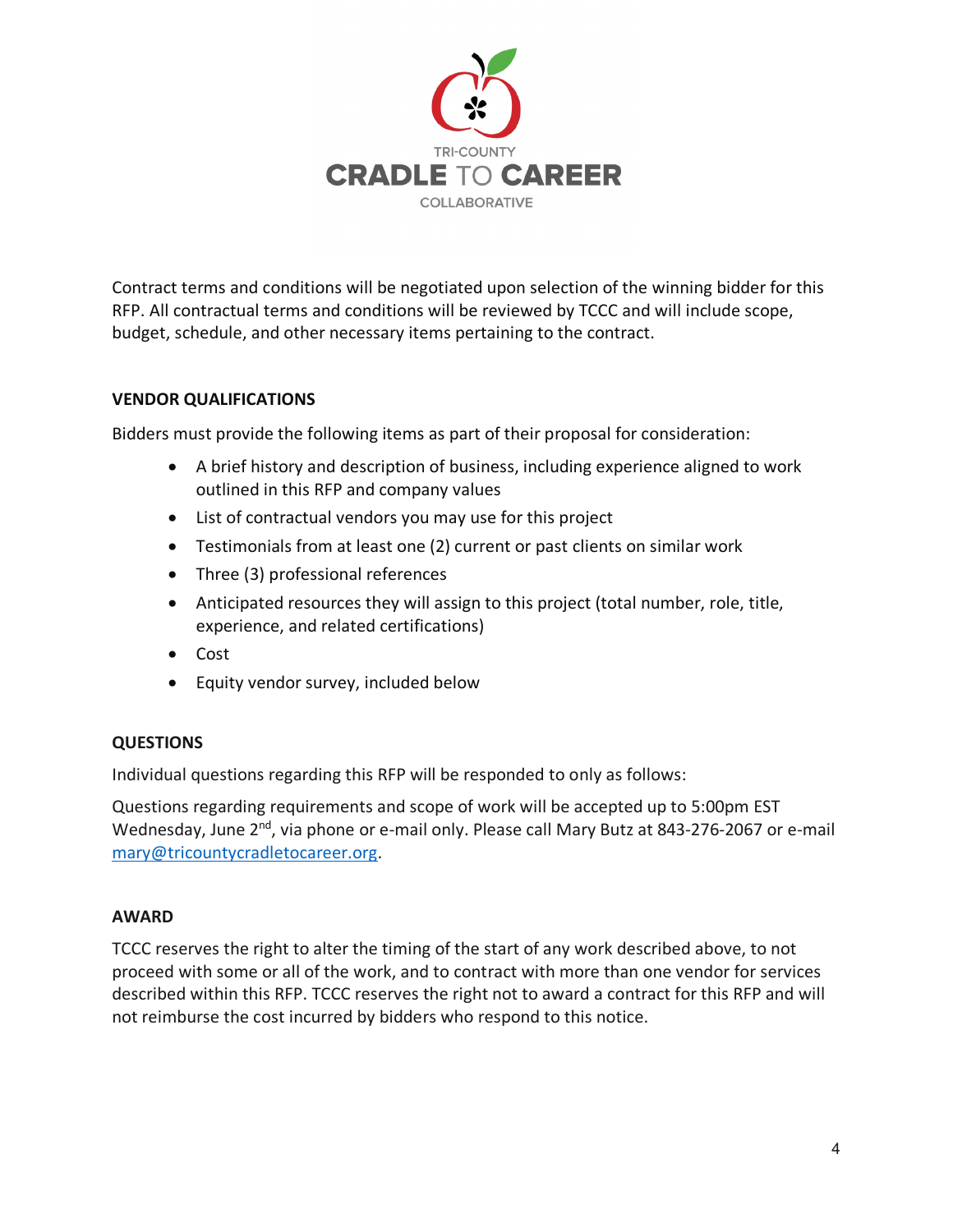TRI-COUNTY
**CRADLE TO CAREER**
COLLABORATIVE

Contract terms and conditions will be negotiated upon selection of the winning bidder for this RFP. All contractual terms and conditions will be reviewed by TCCC and will include scope, budget, schedule, and other necessary items pertaining to the contract.

### VENDOR QUALIFICATIONS

Bidders must provide the following items as part of their proposal for consideration:

- A brief history and description of business, including experience aligned to work outlined in this RFP and company values
- List of contractual vendors you may use for this project
- Testimonials from at least one (2) current or past clients on similar work
- Three (3) professional references
- Anticipated resources they will assign to this project (total number, role, title, experience, and related certifications)
- Cost
- Equity vendor survey, included below

### QUESTIONS

Individual questions regarding this RFP will be responded to only as follows:

Questions regarding requirements and scope of work will be accepted up to 5:00pm EST Wednesday, June 2nd, via phone or e-mail only. Please call Mary Butz at 843-276-2067 or e-mail mary@tricountycradletocareer.org.

### AWARD

TCCC reserves the right to alter the timing of the start of any work described above, to not proceed with some or all of the work, and to contract with more than one vendor for services described within this RFP. TCCC reserves the right not to award a contract for this RFP and will not reimburse the cost incurred by bidders who respond to this notice.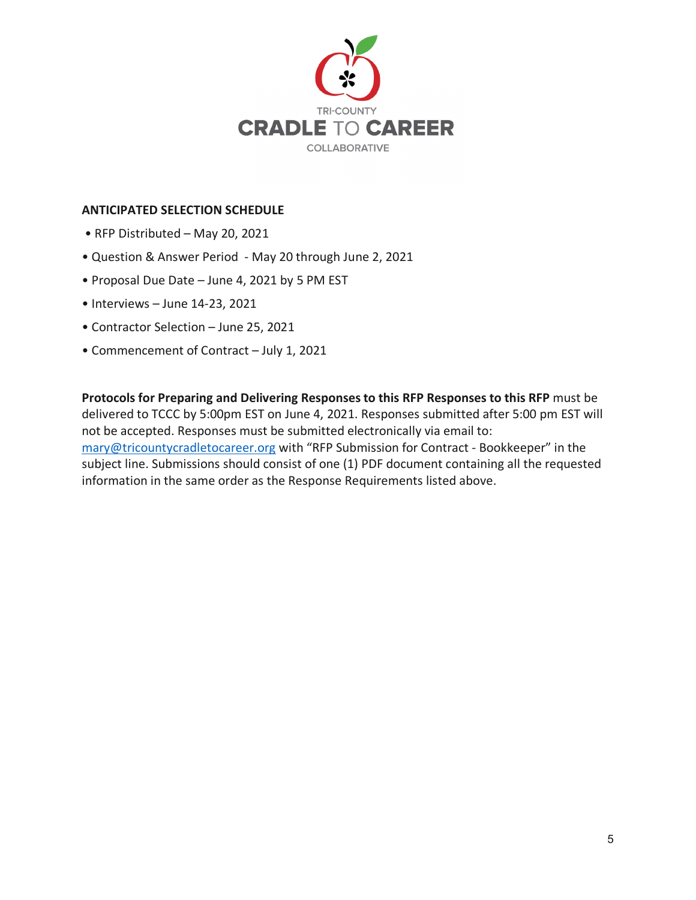TRI-COUNTY
CRADLE TO CAREER
COLLABORATIVE

**ANTICIPATED SELECTION SCHEDULE**

- RFP Distributed – May 20, 2021
- Question & Answer Period - May 20 through June 2, 2021
- Proposal Due Date – June 4, 2021 by 5 PM EST
- Interviews – June 14-23, 2021
- Contractor Selection – June 25, 2021
- Commencement of Contract – July 1, 2021

**Protocols for Preparing and Delivering Responses to this RFP Responses to this RFP** must be delivered to TCCC by 5:00pm EST on June 4, 2021. Responses submitted after 5:00 pm EST will not be accepted. Responses must be submitted electronically via email to: mary@tricountycradletocareer.org with "RFP Submission for Contract - Bookkeeper" in the subject line. Submissions should consist of one (1) PDF document containing all the requested information in the same order as the Response Requirements listed above.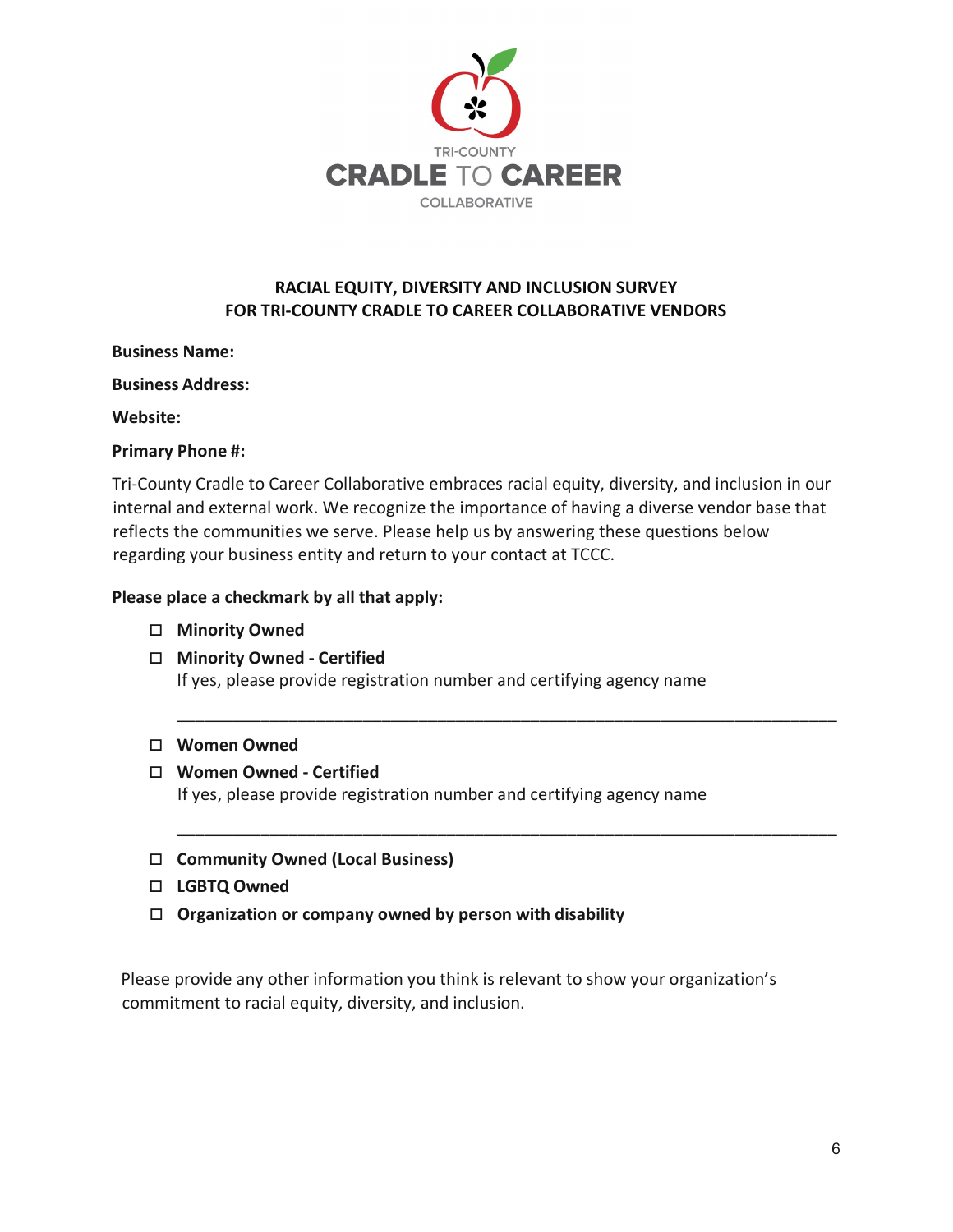TRI-COUNTY
**CRADLE TO CAREER**
COLLABORATIVE

## RACIAL EQUITY, DIVERSITY AND INCLUSION SURVEY FOR TRI-COUNTY CRADLE TO CAREER COLLABORATIVE VENDORS

**Business Name:**

**Business Address:**

**Website:**

**Primary Phone #:**

Tri-County Cradle to Career Collaborative embraces racial equity, diversity, and inclusion in our internal and external work. We recognize the importance of having a diverse vendor base that reflects the communities we serve. Please help us by answering these questions below regarding your business entity and return to your contact at TCCC.

**Please place a checkmark by all that apply:**

- ☐ **Minority Owned**
- ☐ **Minority Owned - Certified**
  If yes, please provide registration number and certifying agency name

  ___________________________________________________________________________

- ☐ **Women Owned**
- ☐ **Women Owned - Certified**
  If yes, please provide registration number and certifying agency name

  ___________________________________________________________________________

- ☐ **Community Owned (Local Business)**
- ☐ **LGBTQ Owned**
- ☐ **Organization or company owned by person with disability**

Please provide any other information you think is relevant to show your organization's commitment to racial equity, diversity, and inclusion.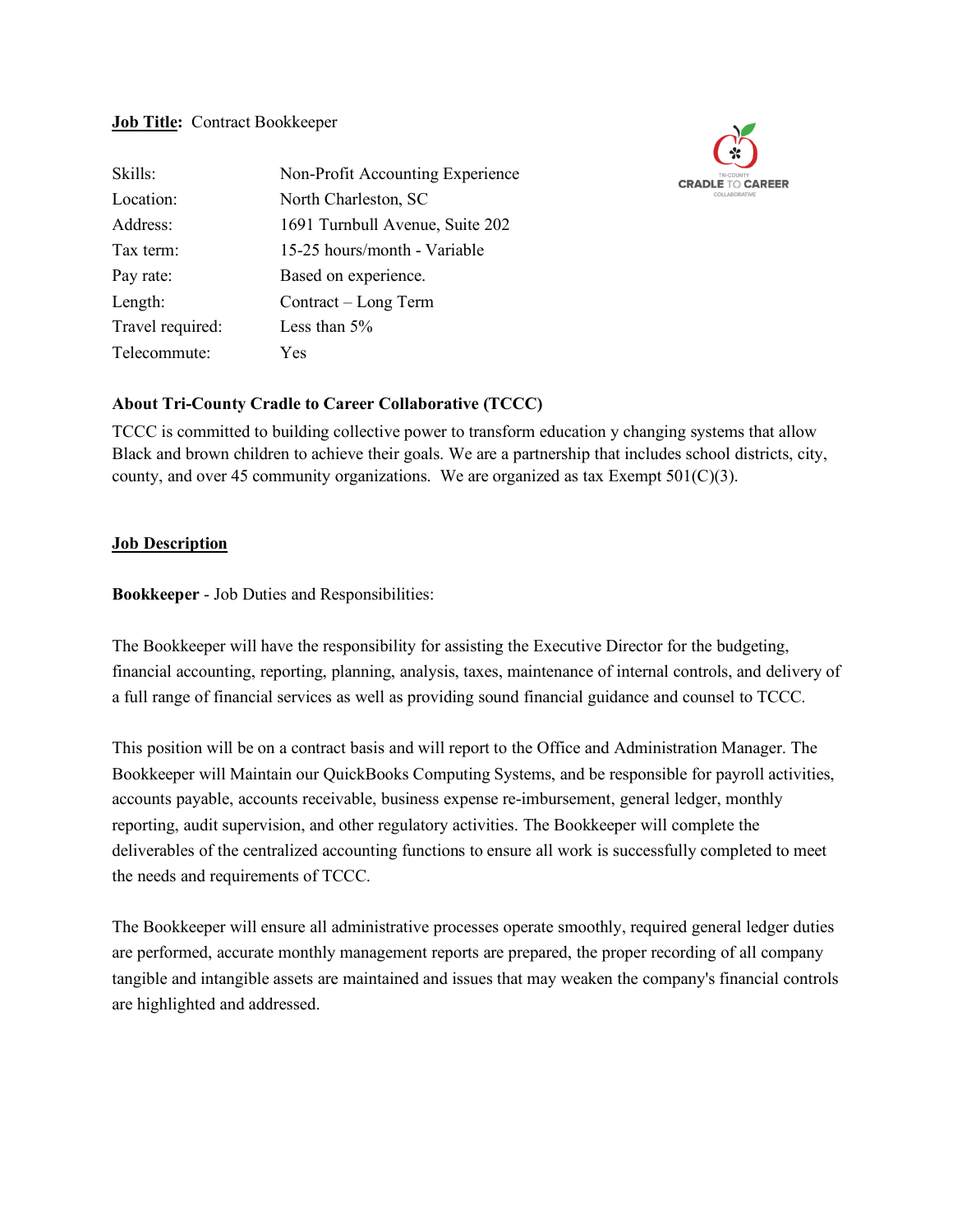**Job Title:** Contract Bookkeeper

| | |
|---|---|
| Skills: | Non-Profit Accounting Experience |
| Location: | North Charleston, SC |
| Address: | 1691 Turnbull Avenue, Suite 202 |
| Tax term: | 15-25 hours/month - Variable |
| Pay rate: | Based on experience. |
| Length: | Contract – Long Term |
| Travel required: | Less than 5% |
| Telecommute: | Yes |

TRI-COUNTY CRADLE TO CAREER COLLABORATIVE

**About Tri-County Cradle to Career Collaborative (TCCC)**

TCCC is committed to building collective power to transform education y changing systems that allow Black and brown children to achieve their goals. We are a partnership that includes school districts, city, county, and over 45 community organizations. We are organized as tax Exempt 501(C)(3).

## Job Description

**Bookkeeper** - Job Duties and Responsibilities:

The Bookkeeper will have the responsibility for assisting the Executive Director for the budgeting, financial accounting, reporting, planning, analysis, taxes, maintenance of internal controls, and delivery of a full range of financial services as well as providing sound financial guidance and counsel to TCCC.

This position will be on a contract basis and will report to the Office and Administration Manager. The Bookkeeper will Maintain our QuickBooks Computing Systems, and be responsible for payroll activities, accounts payable, accounts receivable, business expense re-imbursement, general ledger, monthly reporting, audit supervision, and other regulatory activities. The Bookkeeper will complete the deliverables of the centralized accounting functions to ensure all work is successfully completed to meet the needs and requirements of TCCC.

The Bookkeeper will ensure all administrative processes operate smoothly, required general ledger duties are performed, accurate monthly management reports are prepared, the proper recording of all company tangible and intangible assets are maintained and issues that may weaken the company's financial controls are highlighted and addressed.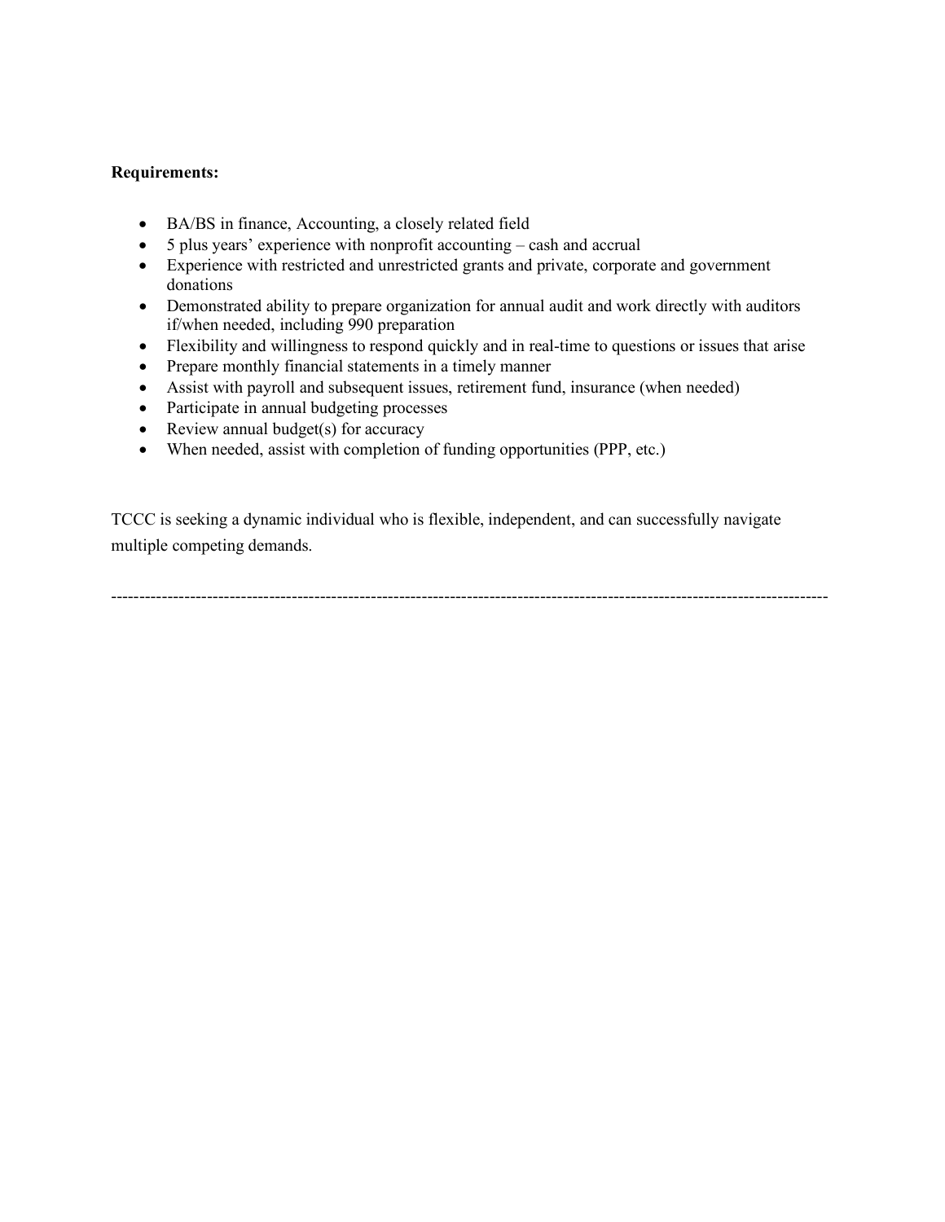**Requirements:**

- BA/BS in finance, Accounting, a closely related field
- 5 plus years' experience with nonprofit accounting – cash and accrual
- Experience with restricted and unrestricted grants and private, corporate and government donations
- Demonstrated ability to prepare organization for annual audit and work directly with auditors if/when needed, including 990 preparation
- Flexibility and willingness to respond quickly and in real-time to questions or issues that arise
- Prepare monthly financial statements in a timely manner
- Assist with payroll and subsequent issues, retirement fund, insurance (when needed)
- Participate in annual budgeting processes
- Review annual budget(s) for accuracy
- When needed, assist with completion of funding opportunities (PPP, etc.)

TCCC is seeking a dynamic individual who is flexible, independent, and can successfully navigate multiple competing demands.

---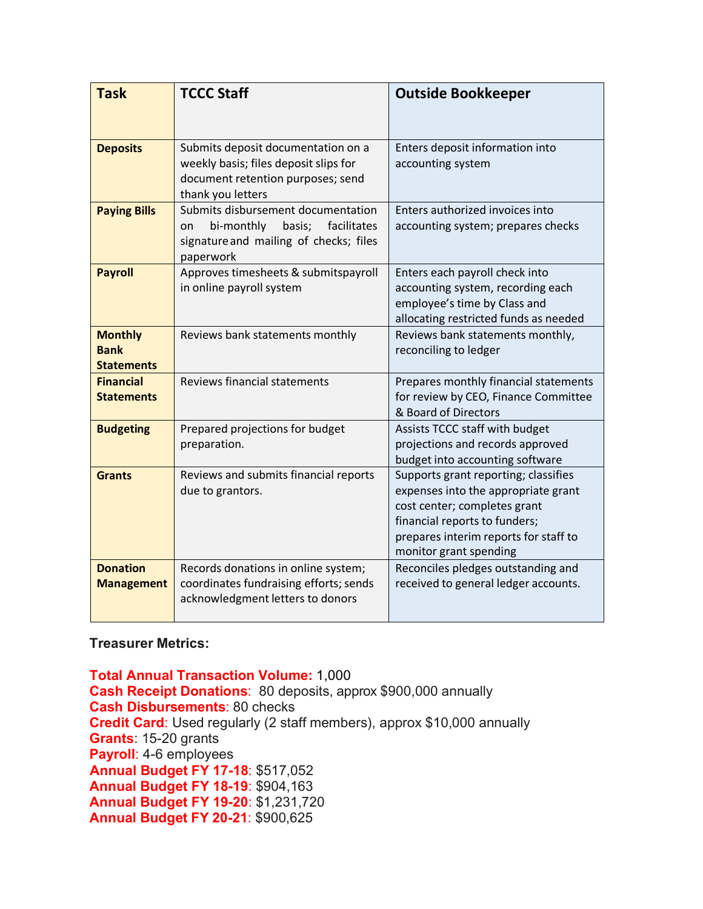| Task | TCCC Staff | Outside Bookkeeper |
|---|---|---|
| **Deposits** | Submits deposit documentation on a weekly basis; files deposit slips for document retention purposes; send thank you letters | Enters deposit information into accounting system |
| **Paying Bills** | Submits disbursement documentation on bi-monthly basis; facilitates signature and mailing of checks; files paperwork | Enters authorized invoices into accounting system; prepares checks |
| **Payroll** | Approves timesheets & submitspayroll in online payroll system | Enters each payroll check into accounting system, recording each employee's time by Class and allocating restricted funds as needed |
| **Monthly Bank Statements** | Reviews bank statements monthly | Reviews bank statements monthly, reconciling to ledger |
| **Financial Statements** | Reviews financial statements | Prepares monthly financial statements for review by CEO, Finance Committee & Board of Directors |
| **Budgeting** | Prepared projections for budget preparation. | Assists TCCC staff with budget projections and records approved budget into accounting software |
| **Grants** | Reviews and submits financial reports due to grantors. | Supports grant reporting; classifies expenses into the appropriate grant cost center; completes grant financial reports to funders; prepares interim reports for staff to monitor grant spending |
| **Donation Management** | Records donations in online system; coordinates fundraising efforts; sends acknowledgment letters to donors | Reconciles pledges outstanding and received to general ledger accounts. |

**Treasurer Metrics:**

**Total Annual Transaction Volume:** 1,000
**Cash Receipt Donations**: 80 deposits, approx $900,000 annually
**Cash Disbursements**: 80 checks
**Credit Card**: Used regularly (2 staff members), approx $10,000 annually
**Grants**: 15-20 grants
**Payroll**: 4-6 employees
**Annual Budget FY 17-18**: $517,052
**Annual Budget FY 18-19**: $904,163
**Annual Budget FY 19-20**: $1,231,720
**Annual Budget FY 20-21**: $900,625